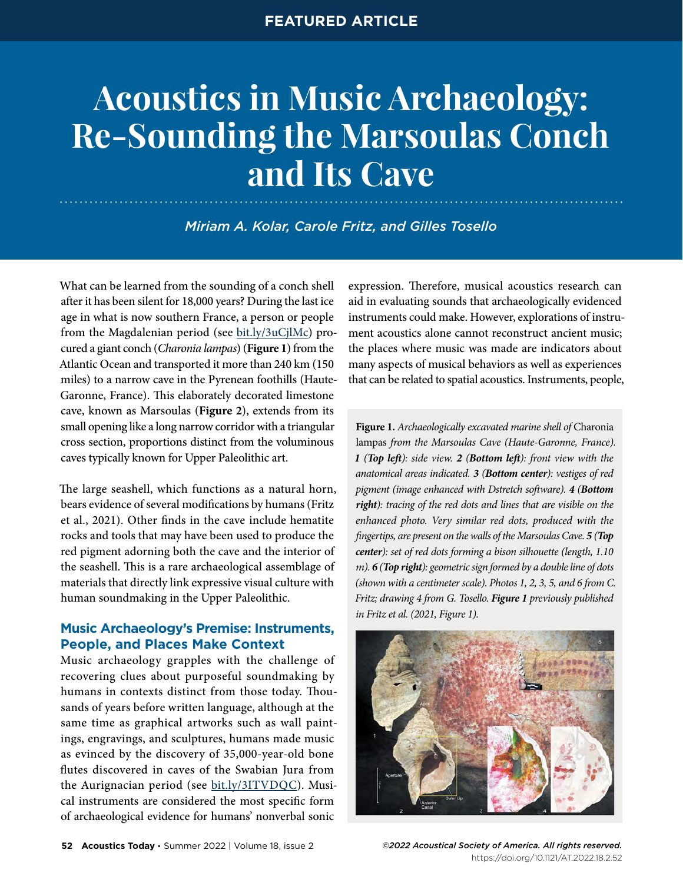# Acoustics in Music Archaeology: Re-Sounding the Marsoulas Conch and Its Cave

*Miriam A. Kolar, Carole Fritz, and Gilles Tosello*

What can be learned from the sounding of a conch shell after it has been silent for 18,000 years? During the last ice age in what is now southern France, a person or people from the Magdalenian period (see bit.ly/3uCjlMc) procured a giant conch (*Charonia lampas*) (**Figure 1**) from the Atlantic Ocean and transported it more than 240 km (150 miles) to a narrow cave in the Pyrenean foothills (Haute-Garonne, France). This elaborately decorated limestone cave, known as Marsoulas (**Figure 2**), extends from its small opening like a long narrow corridor with a triangular cross section, proportions distinct from the voluminous caves typically known for Upper Paleolithic art.

The large seashell, which functions as a natural horn, bears evidence of several modifications by humans (Fritz et al., 2021). Other finds in the cave include hematite rocks and tools that may have been used to produce the red pigment adorning both the cave and the interior of the seashell. This is a rare archaeological assemblage of materials that directly link expressive visual culture with human soundmaking in the Upper Paleolithic.

## Music Archaeology's Premise: Instruments, People, and Places Make Context

Music archaeology grapples with the challenge of recovering clues about purposeful soundmaking by humans in contexts distinct from those today. Thousands of years before written language, although at the same time as graphical artworks such as wall paintings, engravings, and sculptures, humans made music as evinced by the discovery of 35,000-year-old bone flutes discovered in caves of the Swabian Jura from the Aurignacian period (see bit.ly/3ITVDQC). Musical instruments are considered the most specific form of archaeological evidence for humans' nonverbal sonic expression. Therefore, musical acoustics research can aid in evaluating sounds that archaeologically evidenced instruments could make. However, explorations of instrument acoustics alone cannot reconstruct ancient music; the places where music was made are indicators about many aspects of musical behaviors as well as experiences that can be related to spatial acoustics. Instruments, people,

**Figure 1.** *Archaeologically excavated marine shell of* Charonia lampas *from the Marsoulas Cave (Haute-Garonne, France).* ***1*** *(**Top left**): side view.* ***2*** *(**Bottom left**): front view with the anatomical areas indicated.* ***3*** *(**Bottom center**): vestiges of red pigment (image enhanced with Dstretch software).* ***4*** *(**Bottom right**): tracing of the red dots and lines that are visible on the enhanced photo. Very similar red dots, produced with the fingertips, are present on the walls of the Marsoulas Cave.* ***5*** *(**Top center**): set of red dots forming a bison silhouette (length, 1.10 m).* ***6*** *(**Top right**): geometric sign formed by a double line of dots (shown with a centimeter scale). Photos 1, 2, 3, 5, and 6 from C. Fritz; drawing 4 from G. Tosello.* ***Figure 1*** *previously published in Fritz et al. (2021, Figure 1).*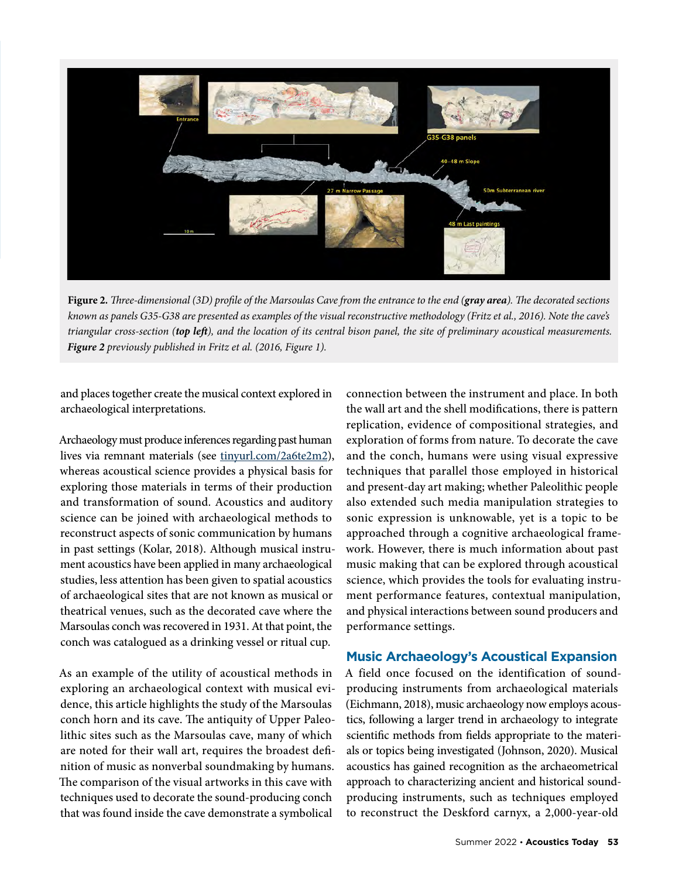**Figure 2.** *Three-dimensional (3D) profile of the Marsoulas Cave from the entrance to the end (**gray area**). The decorated sections known as panels G35-G38 are presented as examples of the visual reconstructive methodology (Fritz et al., 2016). Note the cave's triangular cross-section (**top left**), and the location of its central bison panel, the site of preliminary acoustical measurements. **Figure 2** previously published in Fritz et al. (2016, Figure 1).*

and places together create the musical context explored in archaeological interpretations.

Archaeology must produce inferences regarding past human lives via remnant materials (see tinyurl.com/2a6te2m2), whereas acoustical science provides a physical basis for exploring those materials in terms of their production and transformation of sound. Acoustics and auditory science can be joined with archaeological methods to reconstruct aspects of sonic communication by humans in past settings (Kolar, 2018). Although musical instrument acoustics have been applied in many archaeological studies, less attention has been given to spatial acoustics of archaeological sites that are not known as musical or theatrical venues, such as the decorated cave where the Marsoulas conch was recovered in 1931. At that point, the conch was catalogued as a drinking vessel or ritual cup.

As an example of the utility of acoustical methods in exploring an archaeological context with musical evidence, this article highlights the study of the Marsoulas conch horn and its cave. The antiquity of Upper Paleolithic sites such as the Marsoulas cave, many of which are noted for their wall art, requires the broadest definition of music as nonverbal soundmaking by humans. The comparison of the visual artworks in this cave with techniques used to decorate the sound-producing conch that was found inside the cave demonstrate a symbolical connection between the instrument and place. In both the wall art and the shell modifications, there is pattern replication, evidence of compositional strategies, and exploration of forms from nature. To decorate the cave and the conch, humans were using visual expressive techniques that parallel those employed in historical and present-day art making; whether Paleolithic people also extended such media manipulation strategies to sonic expression is unknowable, yet is a topic to be approached through a cognitive archaeological framework. However, there is much information about past music making that can be explored through acoustical science, which provides the tools for evaluating instrument performance features, contextual manipulation, and physical interactions between sound producers and performance settings.

## Music Archaeology's Acoustical Expansion

A field once focused on the identification of sound-producing instruments from archaeological materials (Eichmann, 2018), music archaeology now employs acoustics, following a larger trend in archaeology to integrate scientific methods from fields appropriate to the materials or topics being investigated (Johnson, 2020). Musical acoustics has gained recognition as the archaeometrical approach to characterizing ancient and historical sound-producing instruments, such as techniques employed to reconstruct the Deskford carnyx, a 2,000-year-old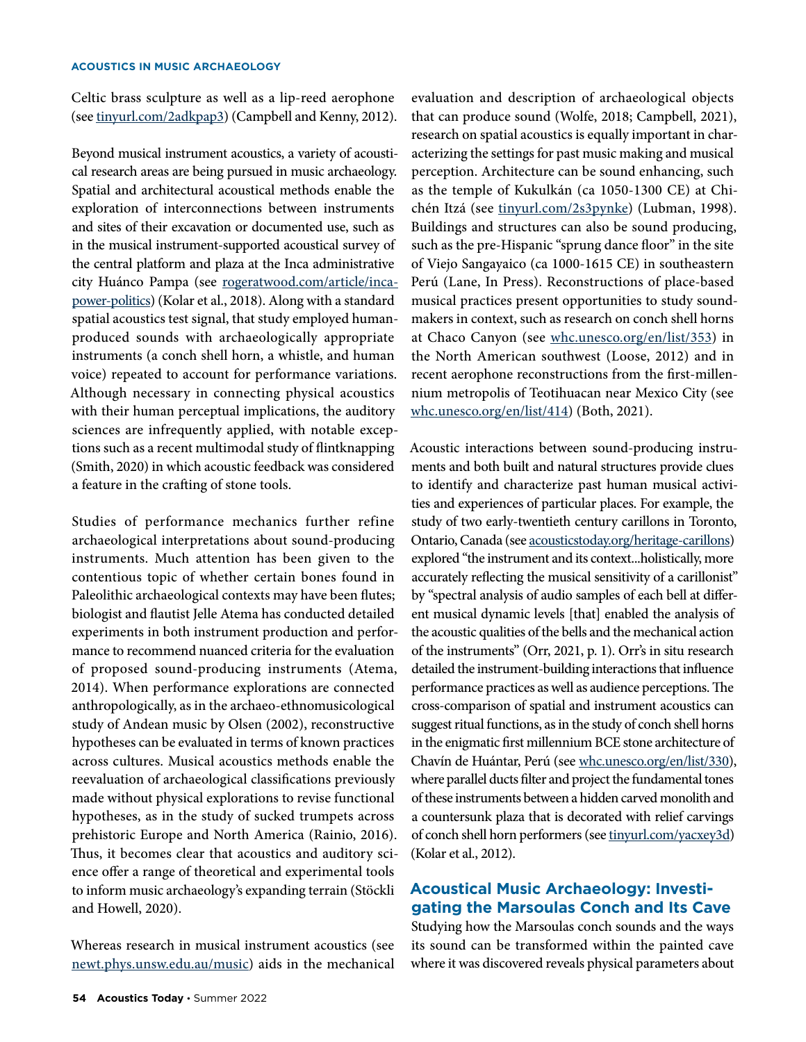Celtic brass sculpture as well as a lip-reed aerophone (see tinyurl.com/2adkpap3) (Campbell and Kenny, 2012).

Beyond musical instrument acoustics, a variety of acoustical research areas are being pursued in music archaeology. Spatial and architectural acoustical methods enable the exploration of interconnections between instruments and sites of their excavation or documented use, such as in the musical instrument-supported acoustical survey of the central platform and plaza at the Inca administrative city Huánco Pampa (see rogeratwood.com/article/inca-power-politics) (Kolar et al., 2018). Along with a standard spatial acoustics test signal, that study employed human-produced sounds with archaeologically appropriate instruments (a conch shell horn, a whistle, and human voice) repeated to account for performance variations. Although necessary in connecting physical acoustics with their human perceptual implications, the auditory sciences are infrequently applied, with notable exceptions such as a recent multimodal study of flintknapping (Smith, 2020) in which acoustic feedback was considered a feature in the crafting of stone tools.

Studies of performance mechanics further refine archaeological interpretations about sound-producing instruments. Much attention has been given to the contentious topic of whether certain bones found in Paleolithic archaeological contexts may have been flutes; biologist and flautist Jelle Atema has conducted detailed experiments in both instrument production and performance to recommend nuanced criteria for the evaluation of proposed sound-producing instruments (Atema, 2014). When performance explorations are connected anthropologically, as in the archaeo-ethnomusicological study of Andean music by Olsen (2002), reconstructive hypotheses can be evaluated in terms of known practices across cultures. Musical acoustics methods enable the reevaluation of archaeological classifications previously made without physical explorations to revise functional hypotheses, as in the study of sucked trumpets across prehistoric Europe and North America (Rainio, 2016). Thus, it becomes clear that acoustics and auditory science offer a range of theoretical and experimental tools to inform music archaeology's expanding terrain (Stöckli and Howell, 2020).

Whereas research in musical instrument acoustics (see newt.phys.unsw.edu.au/music) aids in the mechanical evaluation and description of archaeological objects that can produce sound (Wolfe, 2018; Campbell, 2021), research on spatial acoustics is equally important in characterizing the settings for past music making and musical perception. Architecture can be sound enhancing, such as the temple of Kukulkán (ca 1050-1300 CE) at Chichén Itzá (see tinyurl.com/2s3pynke) (Lubman, 1998). Buildings and structures can also be sound producing, such as the pre-Hispanic "sprung dance floor" in the site of Viejo Sangayaico (ca 1000-1615 CE) in southeastern Perú (Lane, In Press). Reconstructions of place-based musical practices present opportunities to study sound-makers in context, such as research on conch shell horns at Chaco Canyon (see whc.unesco.org/en/list/353) in the North American southwest (Loose, 2012) and in recent aerophone reconstructions from the first-millennium metropolis of Teotihuacan near Mexico City (see whc.unesco.org/en/list/414) (Both, 2021).

Acoustic interactions between sound-producing instruments and both built and natural structures provide clues to identify and characterize past human musical activities and experiences of particular places. For example, the study of two early-twentieth century carillons in Toronto, Ontario, Canada (see acousticstoday.org/heritage-carillons) explored "the instrument and its context...holistically, more accurately reflecting the musical sensitivity of a carillonist" by "spectral analysis of audio samples of each bell at different musical dynamic levels [that] enabled the analysis of the acoustic qualities of the bells and the mechanical action of the instruments" (Orr, 2021, p. 1). Orr's in situ research detailed the instrument-building interactions that influence performance practices as well as audience perceptions. The cross-comparison of spatial and instrument acoustics can suggest ritual functions, as in the study of conch shell horns in the enigmatic first millennium BCE stone architecture of Chavín de Huántar, Perú (see whc.unesco.org/en/list/330), where parallel ducts filter and project the fundamental tones of these instruments between a hidden carved monolith and a countersunk plaza that is decorated with relief carvings of conch shell horn performers (see tinyurl.com/yacxey3d) (Kolar et al., 2012).

## Acoustical Music Archaeology: Investigating the Marsoulas Conch and Its Cave

Studying how the Marsoulas conch sounds and the ways its sound can be transformed within the painted cave where it was discovered reveals physical parameters about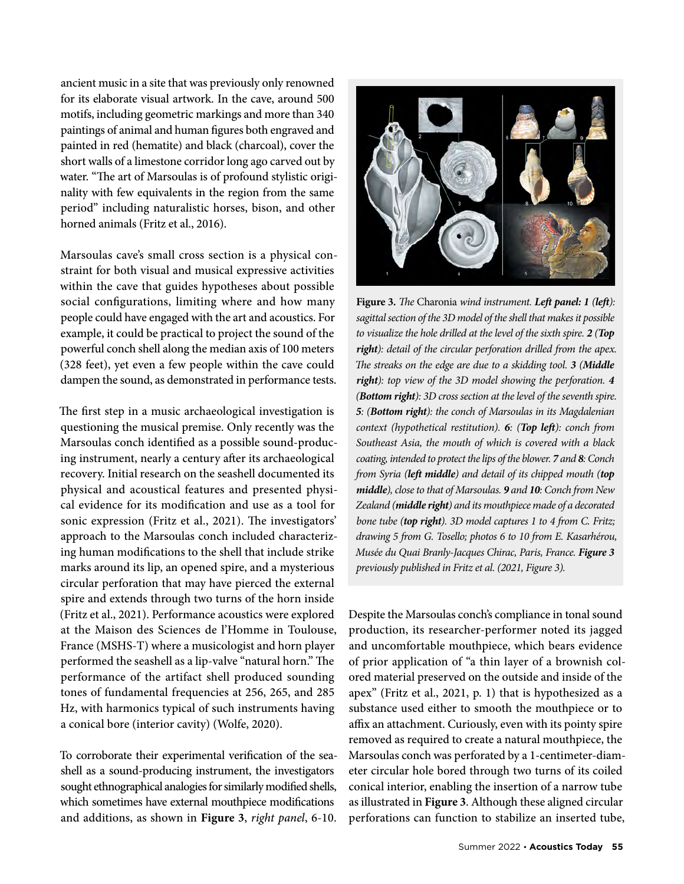ancient music in a site that was previously only renowned for its elaborate visual artwork. In the cave, around 500 motifs, including geometric markings and more than 340 paintings of animal and human figures both engraved and painted in red (hematite) and black (charcoal), cover the short walls of a limestone corridor long ago carved out by water. "The art of Marsoulas is of profound stylistic originality with few equivalents in the region from the same period" including naturalistic horses, bison, and other horned animals (Fritz et al., 2016).

Marsoulas cave's small cross section is a physical constraint for both visual and musical expressive activities within the cave that guides hypotheses about possible social configurations, limiting where and how many people could have engaged with the art and acoustics. For example, it could be practical to project the sound of the powerful conch shell along the median axis of 100 meters (328 feet), yet even a few people within the cave could dampen the sound, as demonstrated in performance tests.

The first step in a music archaeological investigation is questioning the musical premise. Only recently was the Marsoulas conch identified as a possible sound-producing instrument, nearly a century after its archaeological recovery. Initial research on the seashell documented its physical and acoustical features and presented physical evidence for its modification and use as a tool for sonic expression (Fritz et al., 2021). The investigators' approach to the Marsoulas conch included characterizing human modifications to the shell that include strike marks around its lip, an opened spire, and a mysterious circular perforation that may have pierced the external spire and extends through two turns of the horn inside (Fritz et al., 2021). Performance acoustics were explored at the Maison des Sciences de l'Homme in Toulouse, France (MSHS-T) where a musicologist and horn player performed the seashell as a lip-valve "natural horn." The performance of the artifact shell produced sounding tones of fundamental frequencies at 256, 265, and 285 Hz, with harmonics typical of such instruments having a conical bore (interior cavity) (Wolfe, 2020).

To corroborate their experimental verification of the seashell as a sound-producing instrument, the investigators sought ethnographical analogies for similarly modified shells, which sometimes have external mouthpiece modifications and additions, as shown in **Figure 3**, *right panel*, 6-10.

**Figure 3.** *The* Charonia *wind instrument.* ***Left panel: 1 (left)****: sagittal section of the 3D model of the shell that makes it possible to visualize the hole drilled at the level of the sixth spire.* ***2 (Top right)****: detail of the circular perforation drilled from the apex. The streaks on the edge are due to a skidding tool.* ***3 (Middle right)****: top view of the 3D model showing the perforation.* ***4 (Bottom right)****: 3D cross section at the level of the seventh spire.* ***5****: (****Bottom right****): the conch of Marsoulas in its Magdalenian context (hypothetical restitution).* ***6****: (****Top left****): conch from Southeast Asia, the mouth of which is covered with a black coating, intended to protect the lips of the blower.* ***7*** *and* ***8****: Conch from Syria (****left middle****) and detail of its chipped mouth (****top middle****), close to that of Marsoulas.* ***9*** *and* ***10****: Conch from New Zealand (****middle right****) and its mouthpiece made of a decorated bone tube (****top right****). 3D model captures 1 to 4 from C. Fritz; drawing 5 from G. Tosello; photos 6 to 10 from E. Kasarhérou, Musée du Quai Branly-Jacques Chirac, Paris, France.* ***Figure 3*** *previously published in Fritz et al. (2021, Figure 3).*

Despite the Marsoulas conch's compliance in tonal sound production, its researcher-performer noted its jagged and uncomfortable mouthpiece, which bears evidence of prior application of "a thin layer of a brownish colored material preserved on the outside and inside of the apex" (Fritz et al., 2021, p. 1) that is hypothesized as a substance used either to smooth the mouthpiece or to affix an attachment. Curiously, even with its pointy spire removed as required to create a natural mouthpiece, the Marsoulas conch was perforated by a 1-centimeter-diameter circular hole bored through two turns of its coiled conical interior, enabling the insertion of a narrow tube as illustrated in **Figure 3**. Although these aligned circular perforations can function to stabilize an inserted tube,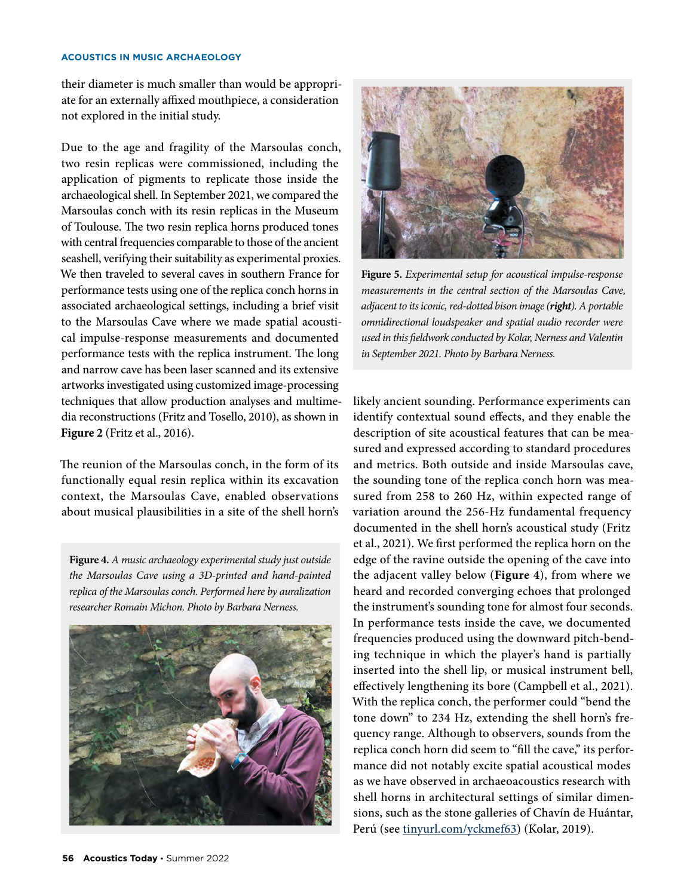their diameter is much smaller than would be appropriate for an externally affixed mouthpiece, a consideration not explored in the initial study.

Due to the age and fragility of the Marsoulas conch, two resin replicas were commissioned, including the application of pigments to replicate those inside the archaeological shell. In September 2021, we compared the Marsoulas conch with its resin replicas in the Museum of Toulouse. The two resin replica horns produced tones with central frequencies comparable to those of the ancient seashell, verifying their suitability as experimental proxies. We then traveled to several caves in southern France for performance tests using one of the replica conch horns in associated archaeological settings, including a brief visit to the Marsoulas Cave where we made spatial acoustical impulse-response measurements and documented performance tests with the replica instrument. The long and narrow cave has been laser scanned and its extensive artworks investigated using customized image-processing techniques that allow production analyses and multimedia reconstructions (Fritz and Tosello, 2010), as shown in **Figure 2** (Fritz et al., 2016).

The reunion of the Marsoulas conch, in the form of its functionally equal resin replica within its excavation context, the Marsoulas Cave, enabled observations about musical plausibilities in a site of the shell horn's likely ancient sounding. Performance experiments can identify contextual sound effects, and they enable the description of site acoustical features that can be measured and expressed according to standard procedures and metrics. Both outside and inside Marsoulas cave, the sounding tone of the replica conch horn was measured from 258 to 260 Hz, within expected range of variation around the 256-Hz fundamental frequency documented in the shell horn's acoustical study (Fritz et al., 2021). We first performed the replica horn on the edge of the ravine outside the opening of the cave into the adjacent valley below (**Figure 4**), from where we heard and recorded converging echoes that prolonged the instrument's sounding tone for almost four seconds. In performance tests inside the cave, we documented frequencies produced using the downward pitch-bending technique in which the player's hand is partially inserted into the shell lip, or musical instrument bell, effectively lengthening its bore (Campbell et al., 2021). With the replica conch, the performer could "bend the tone down" to 234 Hz, extending the shell horn's frequency range. Although to observers, sounds from the replica conch horn did seem to "fill the cave," its performance did not notably excite spatial acoustical modes as we have observed in archaeoacoustics research with shell horns in architectural settings of similar dimensions, such as the stone galleries of Chavín de Huántar, Perú (see tinyurl.com/yckmef63) (Kolar, 2019).

**Figure 4.** *A music archaeology experimental study just outside the Marsoulas Cave using a 3D-printed and hand-painted replica of the Marsoulas conch. Performed here by auralization researcher Romain Michon. Photo by Barbara Nerness.*

**Figure 5.** *Experimental setup for acoustical impulse-response measurements in the central section of the Marsoulas Cave, adjacent to its iconic, red-dotted bison image (**right**). A portable omnidirectional loudspeaker and spatial audio recorder were used in this fieldwork conducted by Kolar, Nerness and Valentin in September 2021. Photo by Barbara Nerness.*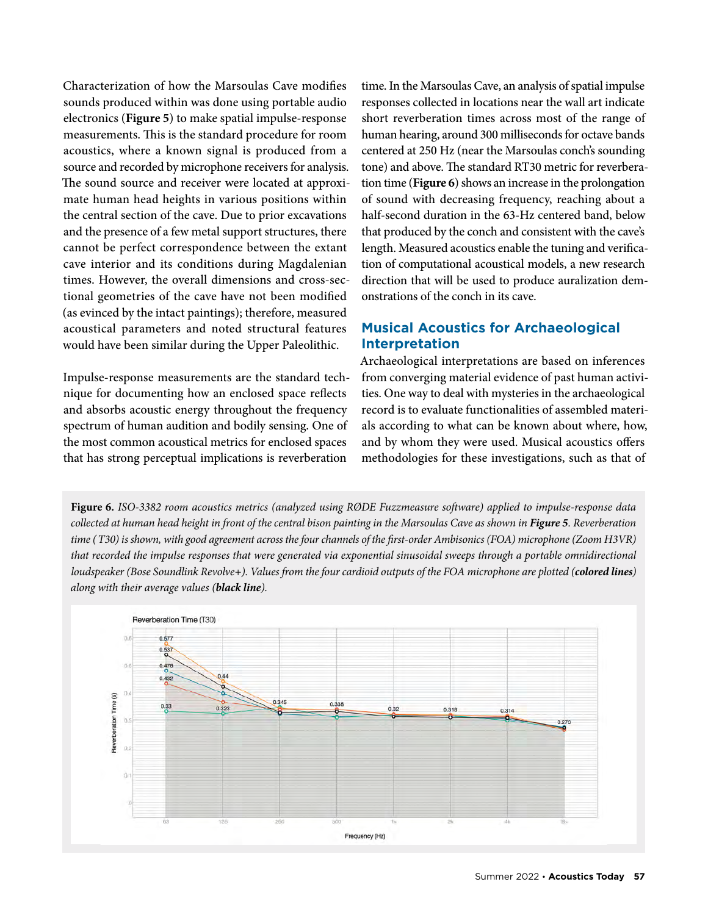Characterization of how the Marsoulas Cave modifies sounds produced within was done using portable audio electronics (**Figure 5**) to make spatial impulse-response measurements. This is the standard procedure for room acoustics, where a known signal is produced from a source and recorded by microphone receivers for analysis. The sound source and receiver were located at approximate human head heights in various positions within the central section of the cave. Due to prior excavations and the presence of a few metal support structures, there cannot be perfect correspondence between the extant cave interior and its conditions during Magdalenian times. However, the overall dimensions and cross-sectional geometries of the cave have not been modified (as evinced by the intact paintings); therefore, measured acoustical parameters and noted structural features would have been similar during the Upper Paleolithic.

Impulse-response measurements are the standard technique for documenting how an enclosed space reflects and absorbs acoustic energy throughout the frequency spectrum of human audition and bodily sensing. One of the most common acoustical metrics for enclosed spaces that has strong perceptual implications is reverberation time. In the Marsoulas Cave, an analysis of spatial impulse responses collected in locations near the wall art indicate short reverberation times across most of the range of human hearing, around 300 milliseconds for octave bands centered at 250 Hz (near the Marsoulas conch's sounding tone) and above. The standard RT30 metric for reverberation time (**Figure 6**) shows an increase in the prolongation of sound with decreasing frequency, reaching about a half-second duration in the 63-Hz centered band, below that produced by the conch and consistent with the cave's length. Measured acoustics enable the tuning and verification of computational acoustical models, a new research direction that will be used to produce auralization demonstrations of the conch in its cave.

## Musical Acoustics for Archaeological Interpretation

Archaeological interpretations are based on inferences from converging material evidence of past human activities. One way to deal with mysteries in the archaeological record is to evaluate functionalities of assembled materials according to what can be known about where, how, and by whom they were used. Musical acoustics offers methodologies for these investigations, such as that of

**Figure 6.** *ISO-3382 room acoustics metrics (analyzed using RØDE Fuzzmeasure software) applied to impulse-response data collected at human head height in front of the central bison painting in the Marsoulas Cave as shown in **Figure 5**. Reverberation time (T30) is shown, with good agreement across the four channels of the first-order Ambisonics (FOA) microphone (Zoom H3VR) that recorded the impulse responses that were generated via exponential sinusoidal sweeps through a portable omnidirectional loudspeaker (Bose Soundlink Revolve+). Values from the four cardioid outputs of the FOA microphone are plotted (**colored lines**) along with their average values (**black line**).*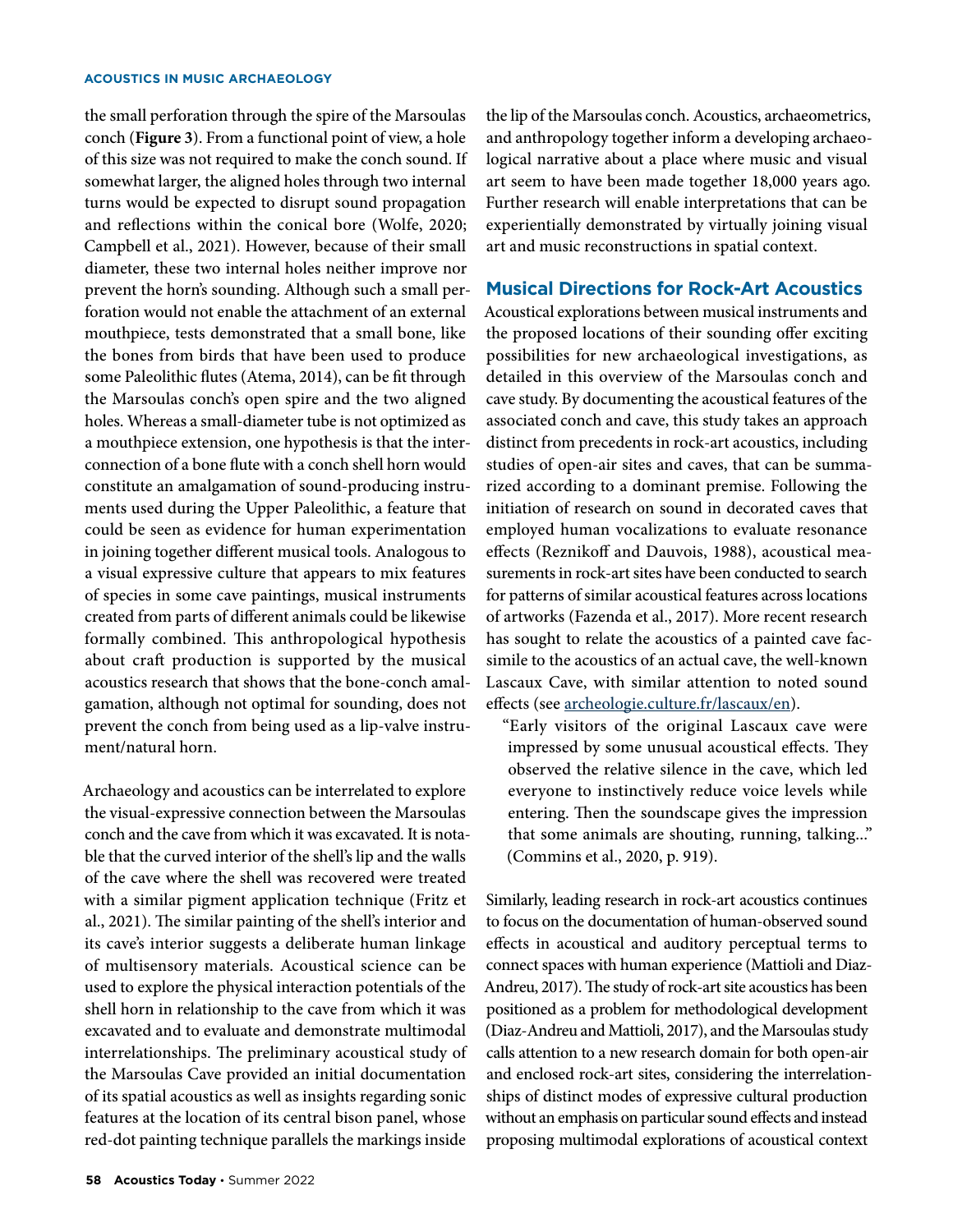the small perforation through the spire of the Marsoulas conch (**Figure 3**). From a functional point of view, a hole of this size was not required to make the conch sound. If somewhat larger, the aligned holes through two internal turns would be expected to disrupt sound propagation and reflections within the conical bore (Wolfe, 2020; Campbell et al., 2021). However, because of their small diameter, these two internal holes neither improve nor prevent the horn's sounding. Although such a small perforation would not enable the attachment of an external mouthpiece, tests demonstrated that a small bone, like the bones from birds that have been used to produce some Paleolithic flutes (Atema, 2014), can be fit through the Marsoulas conch's open spire and the two aligned holes. Whereas a small-diameter tube is not optimized as a mouthpiece extension, one hypothesis is that the interconnection of a bone flute with a conch shell horn would constitute an amalgamation of sound-producing instruments used during the Upper Paleolithic, a feature that could be seen as evidence for human experimentation in joining together different musical tools. Analogous to a visual expressive culture that appears to mix features of species in some cave paintings, musical instruments created from parts of different animals could be likewise formally combined. This anthropological hypothesis about craft production is supported by the musical acoustics research that shows that the bone-conch amalgamation, although not optimal for sounding, does not prevent the conch from being used as a lip-valve instrument/natural horn.

Archaeology and acoustics can be interrelated to explore the visual-expressive connection between the Marsoulas conch and the cave from which it was excavated. It is notable that the curved interior of the shell's lip and the walls of the cave where the shell was recovered were treated with a similar pigment application technique (Fritz et al., 2021). The similar painting of the shell's interior and its cave's interior suggests a deliberate human linkage of multisensory materials. Acoustical science can be used to explore the physical interaction potentials of the shell horn in relationship to the cave from which it was excavated and to evaluate and demonstrate multimodal interrelationships. The preliminary acoustical study of the Marsoulas Cave provided an initial documentation of its spatial acoustics as well as insights regarding sonic features at the location of its central bison panel, whose red-dot painting technique parallels the markings inside the lip of the Marsoulas conch. Acoustics, archaeometrics, and anthropology together inform a developing archaeological narrative about a place where music and visual art seem to have been made together 18,000 years ago. Further research will enable interpretations that can be experientially demonstrated by virtually joining visual art and music reconstructions in spatial context.

## Musical Directions for Rock-Art Acoustics

Acoustical explorations between musical instruments and the proposed locations of their sounding offer exciting possibilities for new archaeological investigations, as detailed in this overview of the Marsoulas conch and cave study. By documenting the acoustical features of the associated conch and cave, this study takes an approach distinct from precedents in rock-art acoustics, including studies of open-air sites and caves, that can be summarized according to a dominant premise. Following the initiation of research on sound in decorated caves that employed human vocalizations to evaluate resonance effects (Reznikoff and Dauvois, 1988), acoustical measurements in rock-art sites have been conducted to search for patterns of similar acoustical features across locations of artworks (Fazenda et al., 2017). More recent research has sought to relate the acoustics of a painted cave facsimile to the acoustics of an actual cave, the well-known Lascaux Cave, with similar attention to noted sound effects (see archeologie.culture.fr/lascaux/en).

> "Early visitors of the original Lascaux cave were impressed by some unusual acoustical effects. They observed the relative silence in the cave, which led everyone to instinctively reduce voice levels while entering. Then the soundscape gives the impression that some animals are shouting, running, talking..." (Commins et al., 2020, p. 919).

Similarly, leading research in rock-art acoustics continues to focus on the documentation of human-observed sound effects in acoustical and auditory perceptual terms to connect spaces with human experience (Mattioli and Diaz-Andreu, 2017). The study of rock-art site acoustics has been positioned as a problem for methodological development (Diaz-Andreu and Mattioli, 2017), and the Marsoulas study calls attention to a new research domain for both open-air and enclosed rock-art sites, considering the interrelationships of distinct modes of expressive cultural production without an emphasis on particular sound effects and instead proposing multimodal explorations of acoustical context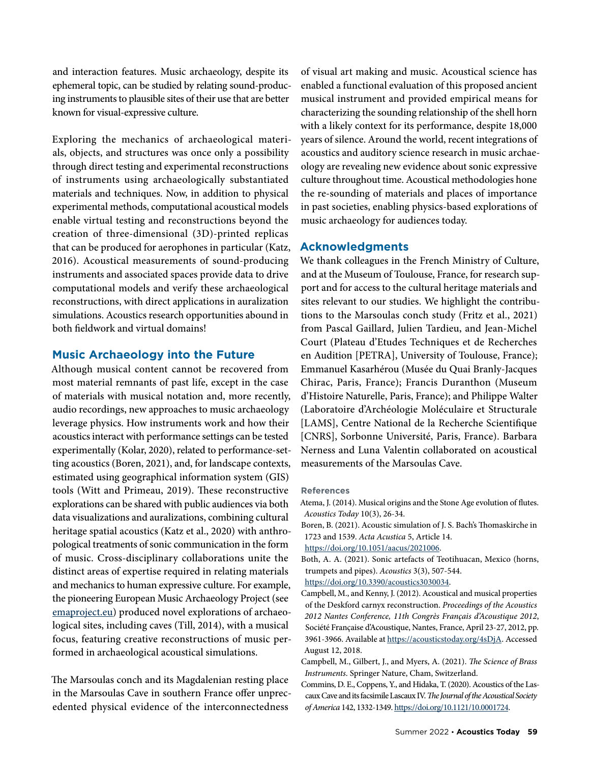and interaction features. Music archaeology, despite its ephemeral topic, can be studied by relating sound-producing instruments to plausible sites of their use that are better known for visual-expressive culture.

Exploring the mechanics of archaeological materials, objects, and structures was once only a possibility through direct testing and experimental reconstructions of instruments using archaeologically substantiated materials and techniques. Now, in addition to physical experimental methods, computational acoustical models enable virtual testing and reconstructions beyond the creation of three-dimensional (3D)-printed replicas that can be produced for aerophones in particular (Katz, 2016). Acoustical measurements of sound-producing instruments and associated spaces provide data to drive computational models and verify these archaeological reconstructions, with direct applications in auralization simulations. Acoustics research opportunities abound in both fieldwork and virtual domains!

## Music Archaeology into the Future

Although musical content cannot be recovered from most material remnants of past life, except in the case of materials with musical notation and, more recently, audio recordings, new approaches to music archaeology leverage physics. How instruments work and how their acoustics interact with performance settings can be tested experimentally (Kolar, 2020), related to performance-setting acoustics (Boren, 2021), and, for landscape contexts, estimated using geographical information system (GIS) tools (Witt and Primeau, 2019). These reconstructive explorations can be shared with public audiences via both data visualizations and auralizations, combining cultural heritage spatial acoustics (Katz et al., 2020) with anthropological treatments of sonic communication in the form of music. Cross-disciplinary collaborations unite the distinct areas of expertise required in relating materials and mechanics to human expressive culture. For example, the pioneering European Music Archaeology Project (see emaproject.eu) produced novel explorations of archaeological sites, including caves (Till, 2014), with a musical focus, featuring creative reconstructions of music performed in archaeological acoustical simulations.

The Marsoulas conch and its Magdalenian resting place in the Marsoulas Cave in southern France offer unprecedented physical evidence of the interconnectedness of visual art making and music. Acoustical science has enabled a functional evaluation of this proposed ancient musical instrument and provided empirical means for characterizing the sounding relationship of the shell horn with a likely context for its performance, despite 18,000 years of silence. Around the world, recent integrations of acoustics and auditory science research in music archaeology are revealing new evidence about sonic expressive culture throughout time. Acoustical methodologies hone the re-sounding of materials and places of importance in past societies, enabling physics-based explorations of music archaeology for audiences today.

## Acknowledgments

We thank colleagues in the French Ministry of Culture, and at the Museum of Toulouse, France, for research support and for access to the cultural heritage materials and sites relevant to our studies. We highlight the contributions to the Marsoulas conch study (Fritz et al., 2021) from Pascal Gaillard, Julien Tardieu, and Jean-Michel Court (Plateau d'Etudes Techniques et de Recherches en Audition [PETRA], University of Toulouse, France); Emmanuel Kasarhérou (Musée du Quai Branly-Jacques Chirac, Paris, France); Francis Duranthon (Museum d'Histoire Naturelle, Paris, France); and Philippe Walter (Laboratoire d'Archéologie Moléculaire et Structurale [LAMS], Centre National de la Recherche Scientifique [CNRS], Sorbonne Université, Paris, France). Barbara Nerness and Luna Valentin collaborated on acoustical measurements of the Marsoulas Cave.

### References

Atema, J. (2014). Musical origins and the Stone Age evolution of flutes. *Acoustics Today* 10(3), 26-34.

Boren, B. (2021). Acoustic simulation of J. S. Bach's Thomaskirche in 1723 and 1539. *Acta Acustica* 5, Article 14. https://doi.org/10.1051/aacus/2021006.

Both, A. A. (2021). Sonic artefacts of Teotihuacan, Mexico (horns, trumpets and pipes). *Acoustics* 3(3), 507-544. https://doi.org/10.3390/acoustics3030034.

Campbell, M., and Kenny, J. (2012). Acoustical and musical properties of the Deskford carnyx reconstruction. *Proceedings of the Acoustics 2012 Nantes Conference, 11th Congrès Français d'Acoustique 2012*, Société Française d'Acoustique, Nantes, France, April 23-27, 2012, pp. 3961-3966. Available at https://acousticstoday.org/4sDjA. Accessed August 12, 2018.

Campbell, M., Gilbert, J., and Myers, A. (2021). *The Science of Brass Instruments*. Springer Nature, Cham, Switzerland.

Commins, D. E., Coppens, Y., and Hidaka, T. (2020). Acoustics of the Lascaux Cave and its facsimile Lascaux IV. *The Journal of the Acoustical Society of America* 142, 1332-1349. https://doi.org/10.1121/10.0001724.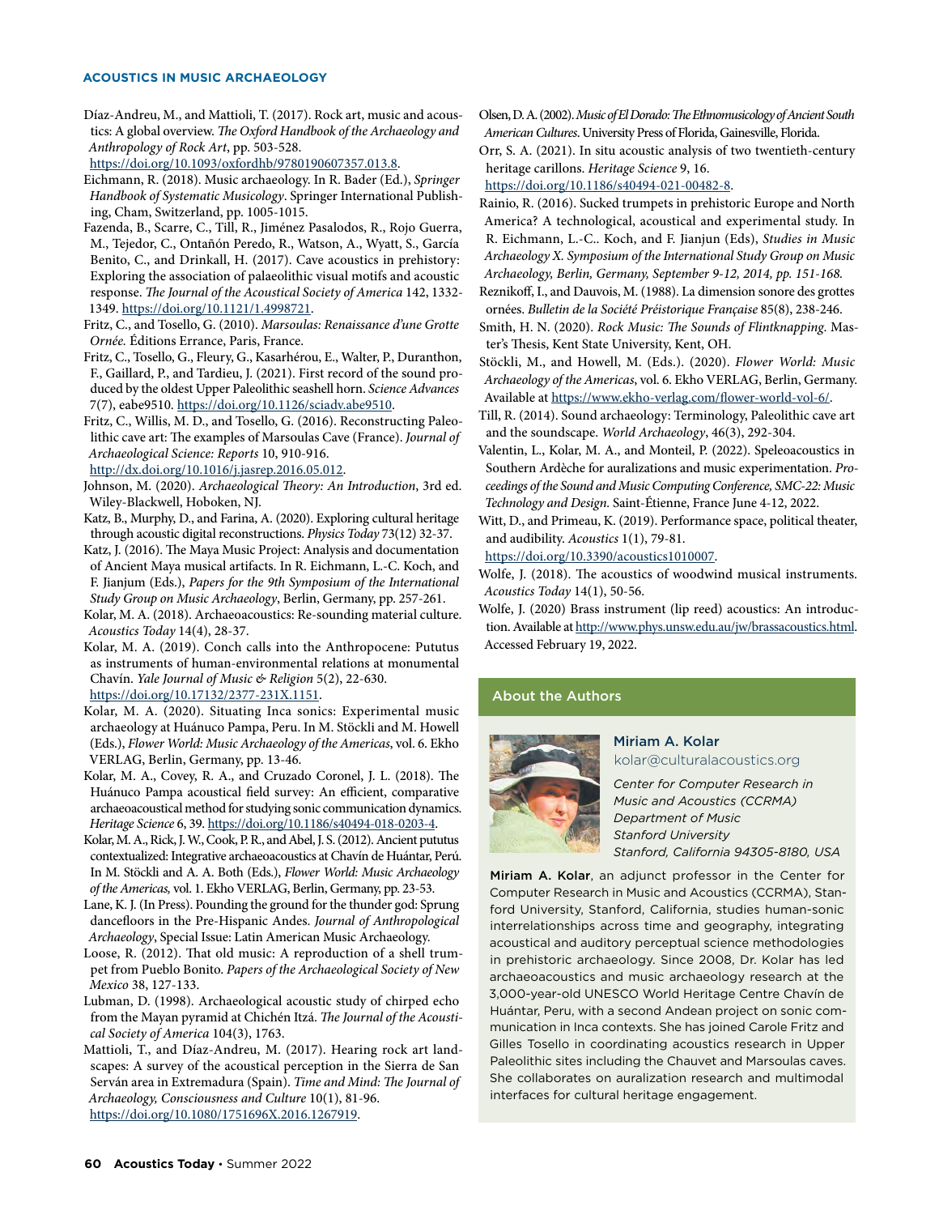Díaz-Andreu, M., and Mattioli, T. (2017). Rock art, music and acoustics: A global overview. *The Oxford Handbook of the Archaeology and Anthropology of Rock Art*, pp. 503-528. https://doi.org/10.1093/oxfordhb/9780190607357.013.8.

Eichmann, R. (2018). Music archaeology. In R. Bader (Ed.), *Springer Handbook of Systematic Musicology*. Springer International Publishing, Cham, Switzerland, pp. 1005-1015.

Fazenda, B., Scarre, C., Till, R., Jiménez Pasalodos, R., Rojo Guerra, M., Tejedor, C., Ontañón Peredo, R., Watson, A., Wyatt, S., García Benito, C., and Drinkall, H. (2017). Cave acoustics in prehistory: Exploring the association of palaeolithic visual motifs and acoustic response. *The Journal of the Acoustical Society of America* 142, 1332-1349. https://doi.org/10.1121/1.4998721.

Fritz, C., and Tosello, G. (2010). *Marsoulas: Renaissance d'une Grotte Ornée.* Éditions Errance, Paris, France.

Fritz, C., Tosello, G., Fleury, G., Kasarhérou, E., Walter, P., Duranthon, F., Gaillard, P., and Tardieu, J. (2021). First record of the sound produced by the oldest Upper Paleolithic seashell horn. *Science Advances* 7(7), eabe9510. https://doi.org/10.1126/sciadv.abe9510.

Fritz, C., Willis, M. D., and Tosello, G. (2016). Reconstructing Paleolithic cave art: The examples of Marsoulas Cave (France). *Journal of Archaeological Science: Reports* 10, 910-916. http://dx.doi.org/10.1016/j.jasrep.2016.05.012.

Johnson, M. (2020). *Archaeological Theory: An Introduction*, 3rd ed. Wiley-Blackwell, Hoboken, NJ.

Katz, B., Murphy, D., and Farina, A. (2020). Exploring cultural heritage through acoustic digital reconstructions. *Physics Today* 73(12) 32-37.

Katz, J. (2016). The Maya Music Project: Analysis and documentation of Ancient Maya musical artifacts. In R. Eichmann, L.-C. Koch, and F. Jianjum (Eds.), *Papers for the 9th Symposium of the International Study Group on Music Archaeology*, Berlin, Germany, pp. 257-261.

Kolar, M. A. (2018). Archaeoacoustics: Re-sounding material culture. *Acoustics Today* 14(4), 28-37.

Kolar, M. A. (2019). Conch calls into the Anthropocene: Pututus as instruments of human-environmental relations at monumental Chavín. *Yale Journal of Music & Religion* 5(2), 22-630. https://doi.org/10.17132/2377-231X.1151.

Kolar, M. A. (2020). Situating Inca sonics: Experimental music archaeology at Huánuco Pampa, Peru. In M. Stöckli and M. Howell (Eds.), *Flower World: Music Archaeology of the Americas*, vol. 6. Ekho VERLAG, Berlin, Germany, pp. 13-46.

Kolar, M. A., Covey, R. A., and Cruzado Coronel, J. L. (2018). The Huánuco Pampa acoustical field survey: An efficient, comparative archaeoacoustical method for studying sonic communication dynamics. *Heritage Science* 6, 39. https://doi.org/10.1186/s40494-018-0203-4.

Kolar, M. A., Rick, J. W., Cook, P. R., and Abel, J. S. (2012). Ancient pututus contextualized: Integrative archaeoacoustics at Chavín de Huántar, Perú. In M. Stöckli and A. A. Both (Eds.), *Flower World: Music Archaeology of the Americas,* vol. 1. Ekho VERLAG, Berlin, Germany, pp. 23-53.

Lane, K. J. (In Press). Pounding the ground for the thunder god: Sprung dancefloors in the Pre-Hispanic Andes. *Journal of Anthropological Archaeology*, Special Issue: Latin American Music Archaeology.

Loose, R. (2012). That old music: A reproduction of a shell trumpet from Pueblo Bonito. *Papers of the Archaeological Society of New Mexico* 38, 127-133.

Lubman, D. (1998). Archaeological acoustic study of chirped echo from the Mayan pyramid at Chichén Itzá. *The Journal of the Acoustical Society of America* 104(3), 1763.

Mattioli, T., and Díaz-Andreu, M. (2017). Hearing rock art landscapes: A survey of the acoustical perception in the Sierra de San Serván area in Extremadura (Spain). *Time and Mind: The Journal of Archaeology, Consciousness and Culture* 10(1), 81-96. https://doi.org/10.1080/1751696X.2016.1267919.

Olsen, D. A. (2002). *Music of El Dorado: The Ethnomusicology of Ancient South American Cultures*. University Press of Florida, Gainesville, Florida.

Orr, S. A. (2021). In situ acoustic analysis of two twentieth-century heritage carillons. *Heritage Science* 9, 16. https://doi.org/10.1186/s40494-021-00482-8.

Rainio, R. (2016). Sucked trumpets in prehistoric Europe and North America? A technological, acoustical and experimental study. In R. Eichmann, L.-C.. Koch, and F. Jianjun (Eds), *Studies in Music Archaeology X. Symposium of the International Study Group on Music Archaeology, Berlin, Germany, September 9-12, 2014, pp. 151-168.*

Reznikoff, I., and Dauvois, M. (1988). La dimension sonore des grottes ornées. *Bulletin de la Société Préistorique Française* 85(8), 238-246.

Smith, H. N. (2020). *Rock Music: The Sounds of Flintknapping*. Master's Thesis, Kent State University, Kent, OH.

Stöckli, M., and Howell, M. (Eds.). (2020). *Flower World: Music Archaeology of the Americas*, vol. 6. Ekho VERLAG, Berlin, Germany. Available at https://www.ekho-verlag.com/flower-world-vol-6/.

Till, R. (2014). Sound archaeology: Terminology, Paleolithic cave art and the soundscape. *World Archaeology*, 46(3), 292-304.

Valentin, L., Kolar, M. A., and Monteil, P. (2022). Speleoacoustics in Southern Ardèche for auralizations and music experimentation. *Proceedings of the Sound and Music Computing Conference, SMC-22: Music Technology and Design.* Saint-Étienne, France June 4-12, 2022.

Witt, D., and Primeau, K. (2019). Performance space, political theater, and audibility. *Acoustics* 1(1), 79-81. https://doi.org/10.3390/acoustics1010007.

Wolfe, J. (2018). The acoustics of woodwind musical instruments. *Acoustics Today* 14(1), 50-56.

Wolfe, J. (2020) Brass instrument (lip reed) acoustics: An introduction. Available at http://www.phys.unsw.edu.au/jw/brassacoustics.html. Accessed February 19, 2022.

## About the Authors

**Miriam A. Kolar**
kolar@culturalacoustics.org

*Center for Computer Research in Music and Acoustics (CCRMA)*
*Department of Music*
*Stanford University*
*Stanford, California 94305-8180, USA*

**Miriam A. Kolar**, an adjunct professor in the Center for Computer Research in Music and Acoustics (CCRMA), Stanford University, Stanford, California, studies human-sonic interrelationships across time and geography, integrating acoustical and auditory perceptual science methodologies in prehistoric archaeology. Since 2008, Dr. Kolar has led archaeoacoustics and music archaeology research at the 3,000-year-old UNESCO World Heritage Centre Chavín de Huántar, Peru, with a second Andean project on sonic communication in Inca contexts. She has joined Carole Fritz and Gilles Tosello in coordinating acoustics research in Upper Paleolithic sites including the Chauvet and Marsoulas caves. She collaborates on auralization research and multimodal interfaces for cultural heritage engagement.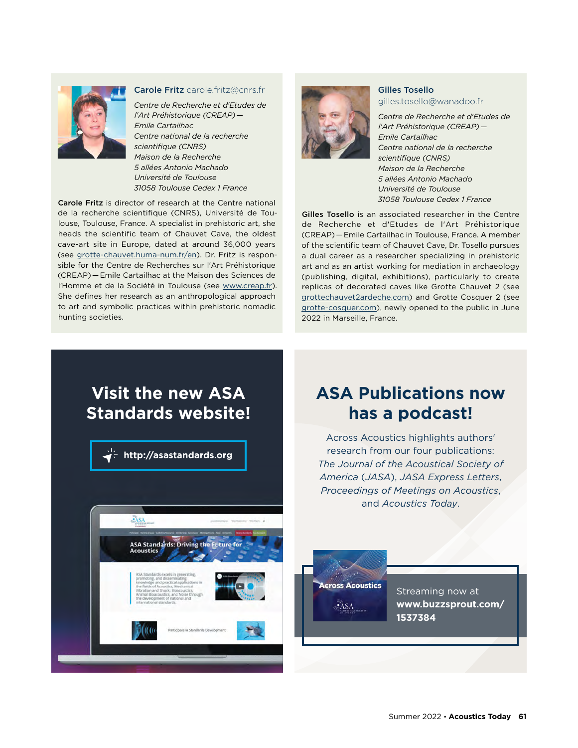**Carole Fritz** carole.fritz@cnrs.fr

*Centre de Recherche et d'Etudes de l'Art Préhistorique (CREAP)—Emile Cartailhac*
*Centre national de la recherche scientifique (CNRS)*
*Maison de la Recherche*
*5 allées Antonio Machado*
*Université de Toulouse*
*31058 Toulouse Cedex 1 France*

**Carole Fritz** is director of research at the Centre national de la recherche scientifique (CNRS), Université de Toulouse, Toulouse, France. A specialist in prehistoric art, she heads the scientific team of Chauvet Cave, the oldest cave-art site in Europe, dated at around 36,000 years (see grotte-chauvet.huma-num.fr/en). Dr. Fritz is responsible for the Centre de Recherches sur l'Art Préhistorique (CREAP)—Emile Cartailhac at the Maison des Sciences de l'Homme et de la Société in Toulouse (see www.creap.fr). She defines her research as an anthropological approach to art and symbolic practices within prehistoric nomadic hunting societies.

**Gilles Tosello**
gilles.tosello@wanadoo.fr

*Centre de Recherche et d'Etudes de l'Art Préhistorique (CREAP)—Emile Cartailhac*
*Centre national de la recherche scientifique (CNRS)*
*Maison de la Recherche*
*5 allées Antonio Machado*
*Université de Toulouse*
*31058 Toulouse Cedex 1 France*

**Gilles Tosello** is an associated researcher in the Centre de Recherche et d'Etudes de l'Art Préhistorique (CREAP)—Emile Cartailhac in Toulouse, France. A member of the scientific team of Chauvet Cave, Dr. Tosello pursues a dual career as a researcher specializing in prehistoric art and as an artist working for mediation in archaeology (publishing, digital, exhibitions), particularly to create replicas of decorated caves like Grotte Chauvet 2 (see grottechauvet2ardeche.com) and Grotte Cosquer 2 (see grotte-cosquer.com), newly opened to the public in June 2022 in Marseille, France.

## Visit the new ASA Standards website!

http://asastandards.org

## ASA Publications now has a podcast!

Across Acoustics highlights authors' research from our four publications: *The Journal of the Acoustical Society of America* (*JASA*), *JASA Express Letters*, *Proceedings of Meetings on Acoustics*, and *Acoustics Today*.

Streaming now at **www.buzzsprout.com/1537384**